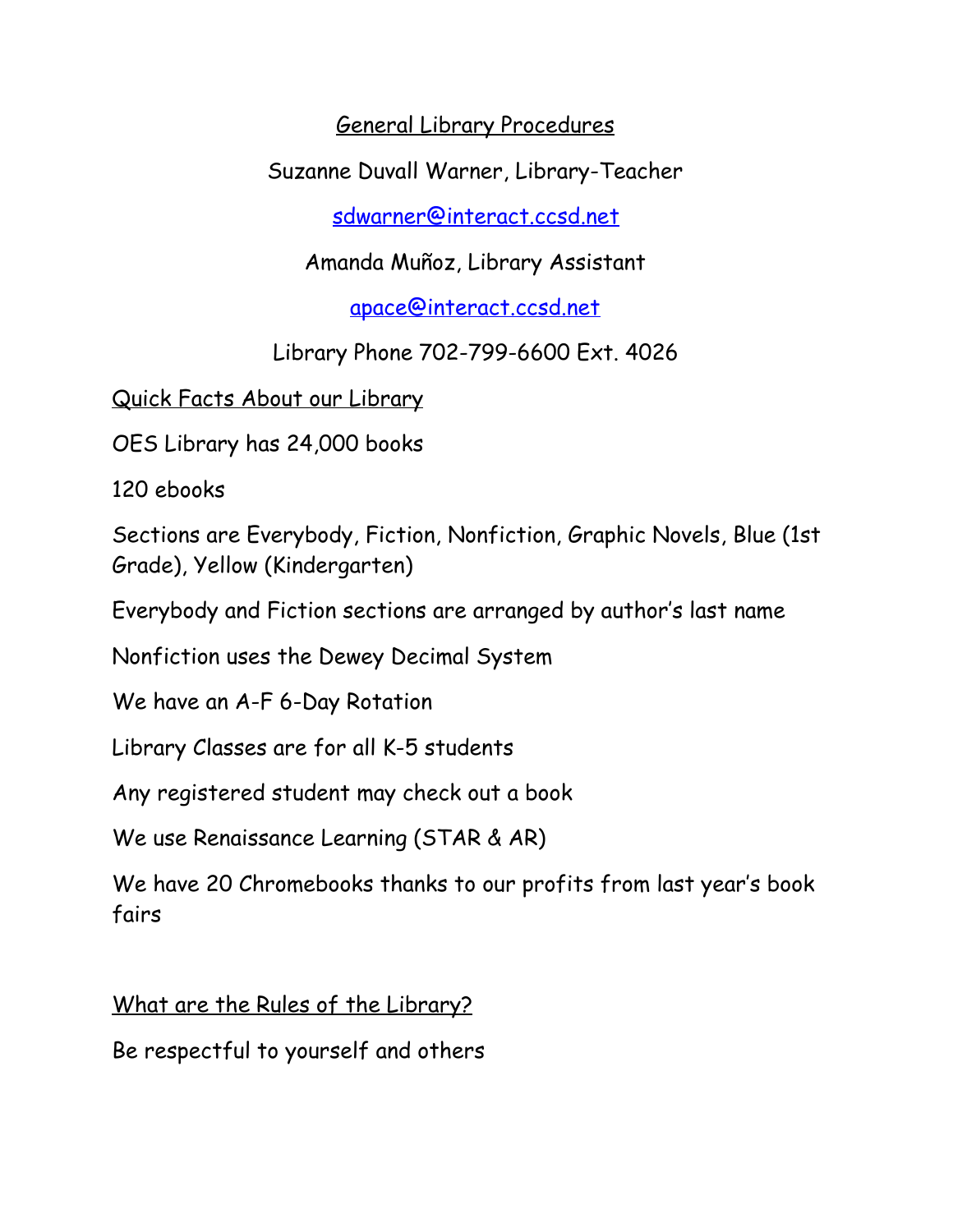# General Library Procedures

Suzanne Duvall Warner, Library-Teacher

sdwarner@interact.ccsd.net

Amanda Muñoz, Library Assistant

apace@interact.ccsd.net

Library Phone 702-799-6600 Ext. 4026

## Quick Facts About our Library

OES Library has 24,000 books

120 ebooks

Sections are Everybody, Fiction, Nonfiction, Graphic Novels, Blue (1st Grade), Yellow (Kindergarten)

Everybody and Fiction sections are arranged by author's last name

Nonfiction uses the Dewey Decimal System

We have an A-F 6-Day Rotation

Library Classes are for all K-5 students

Any registered student may check out a book

We use Renaissance Learning (STAR & AR)

We have 20 Chromebooks thanks to our profits from last year's book fairs

## What are the Rules of the Library?

Be respectful to yourself and others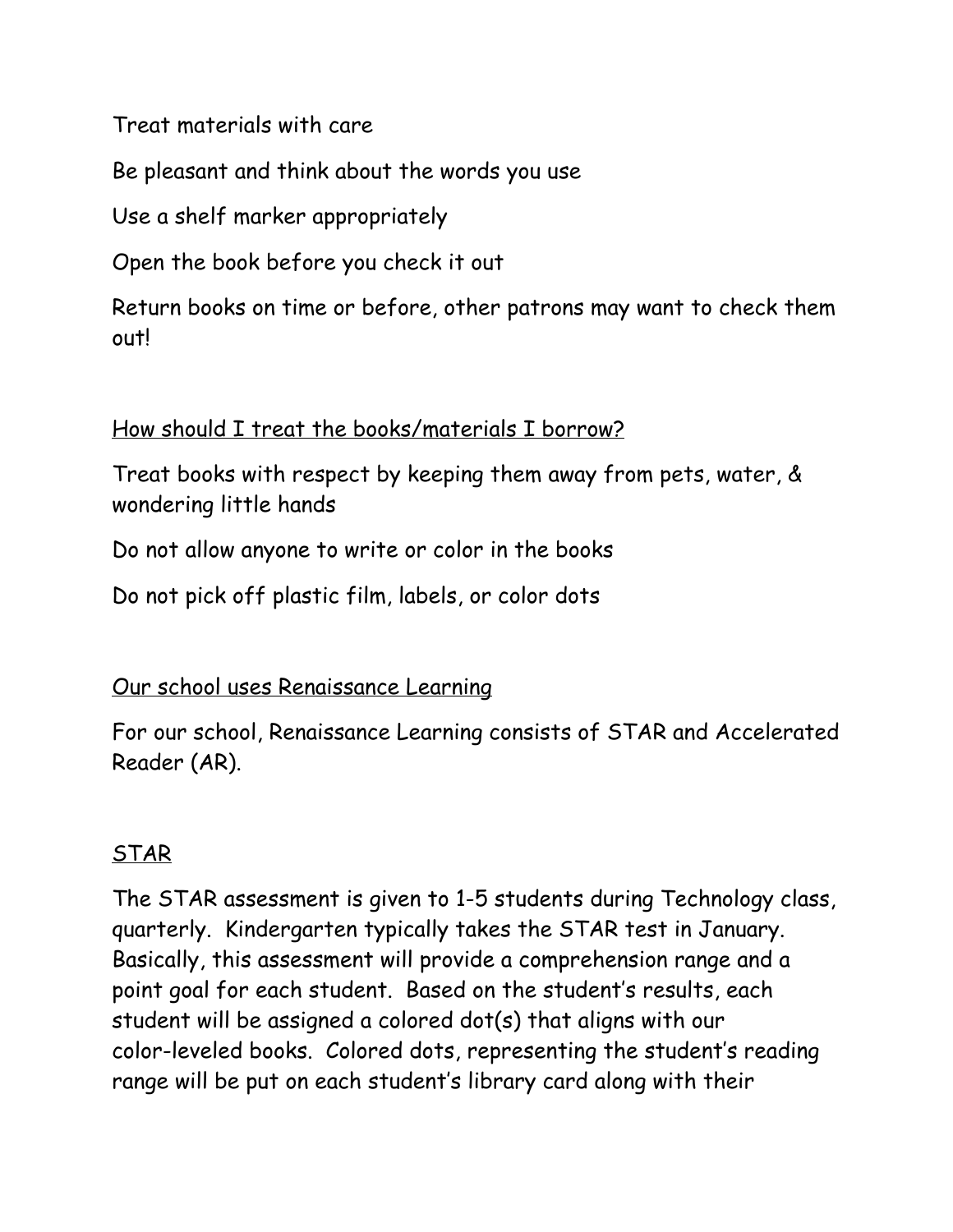Treat materials with care

Be pleasant and think about the words you use

Use a shelf marker appropriately

Open the book before you check it out

Return books on time or before, other patrons may want to check them out!

<u>How should I treat the books/materials I borrow?</u>

Treat books with respect by keeping them away from pets, water, & wondering little hands

Do not allow anyone to write or color in the books

Do not pick off plastic film, labels, or color dots

<u>Our school uses Renaissance Learning</u>

For our school, Renaissance Learning consists of STAR and Accelerated Reader (AR).

<u>STAR</u>

The STAR assessment is given to 1-5 students during Technology class, quarterly. Kindergarten typically takes the STAR test in January. Basically, this assessment will provide a comprehension range and a point goal for each student. Based on the student's results, each student will be assigned a colored dot(s) that aligns with our color-leveled books. Colored dots, representing the student's reading range will be put on each student's library card along with their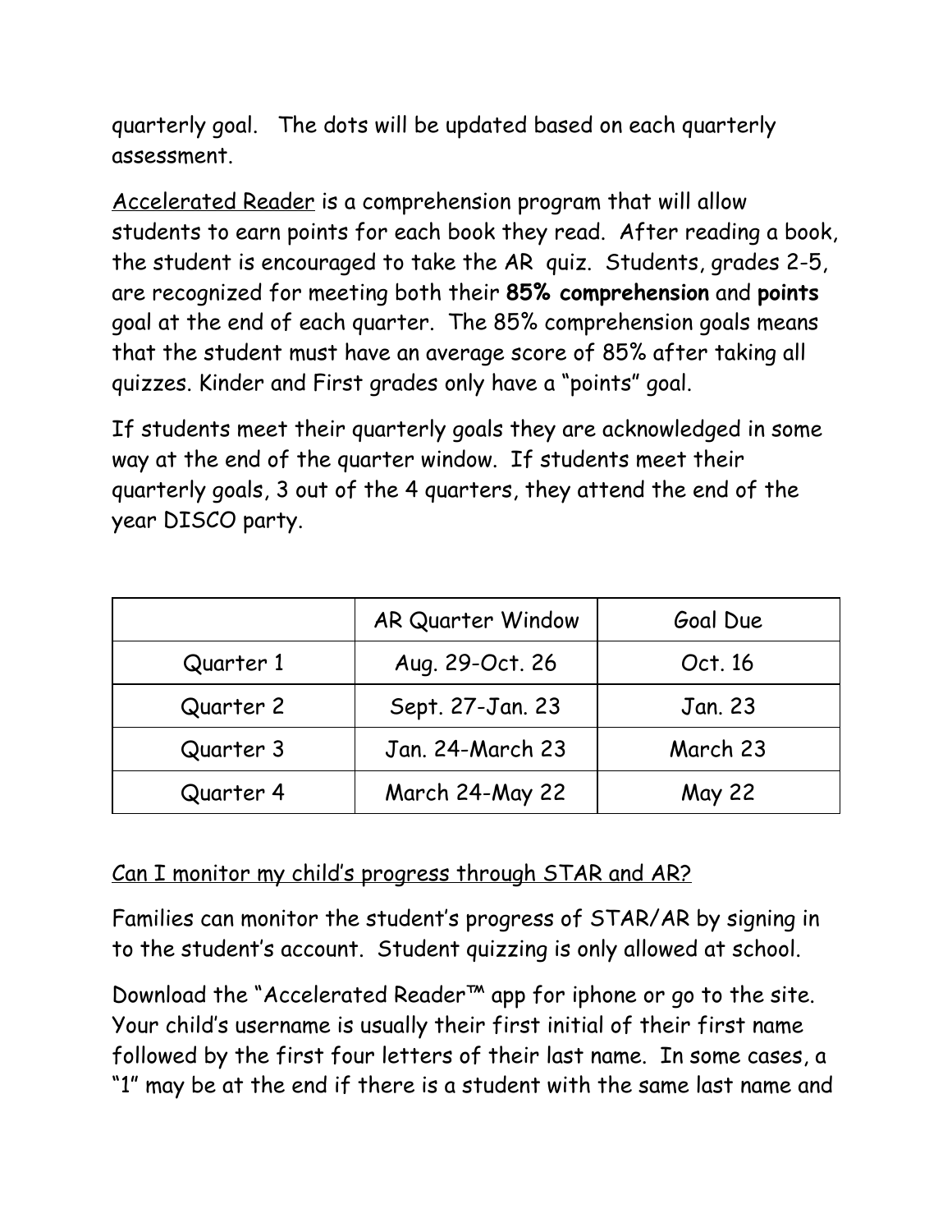quarterly goal. The dots will be updated based on each quarterly assessment.

Accelerated Reader is a comprehension program that will allow students to earn points for each book they read. After reading a book, the student is encouraged to take the AR quiz. Students, grades 2-5, are recognized for meeting both their **85% comprehension** and **points** goal at the end of each quarter. The 85% comprehension goals means that the student must have an average score of 85% after taking all quizzes. Kinder and First grades only have a "points" goal.

If students meet their quarterly goals they are acknowledged in some way at the end of the quarter window. If students meet their quarterly goals, 3 out of the 4 quarters, they attend the end of the year DISCO party.

| | AR Quarter Window | Goal Due |
|---|---|---|
| Quarter 1 | Aug. 29-Oct. 26 | Oct. 16 |
| Quarter 2 | Sept. 27-Jan. 23 | Jan. 23 |
| Quarter 3 | Jan. 24-March 23 | March 23 |
| Quarter 4 | March 24-May 22 | May 22 |

Can I monitor my child's progress through STAR and AR?

Families can monitor the student's progress of STAR/AR by signing in to the student's account. Student quizzing is only allowed at school.

Download the "Accelerated Reader™ app for iphone or go to the site. Your child's username is usually their first initial of their first name followed by the first four letters of their last name. In some cases, a "1" may be at the end if there is a student with the same last name and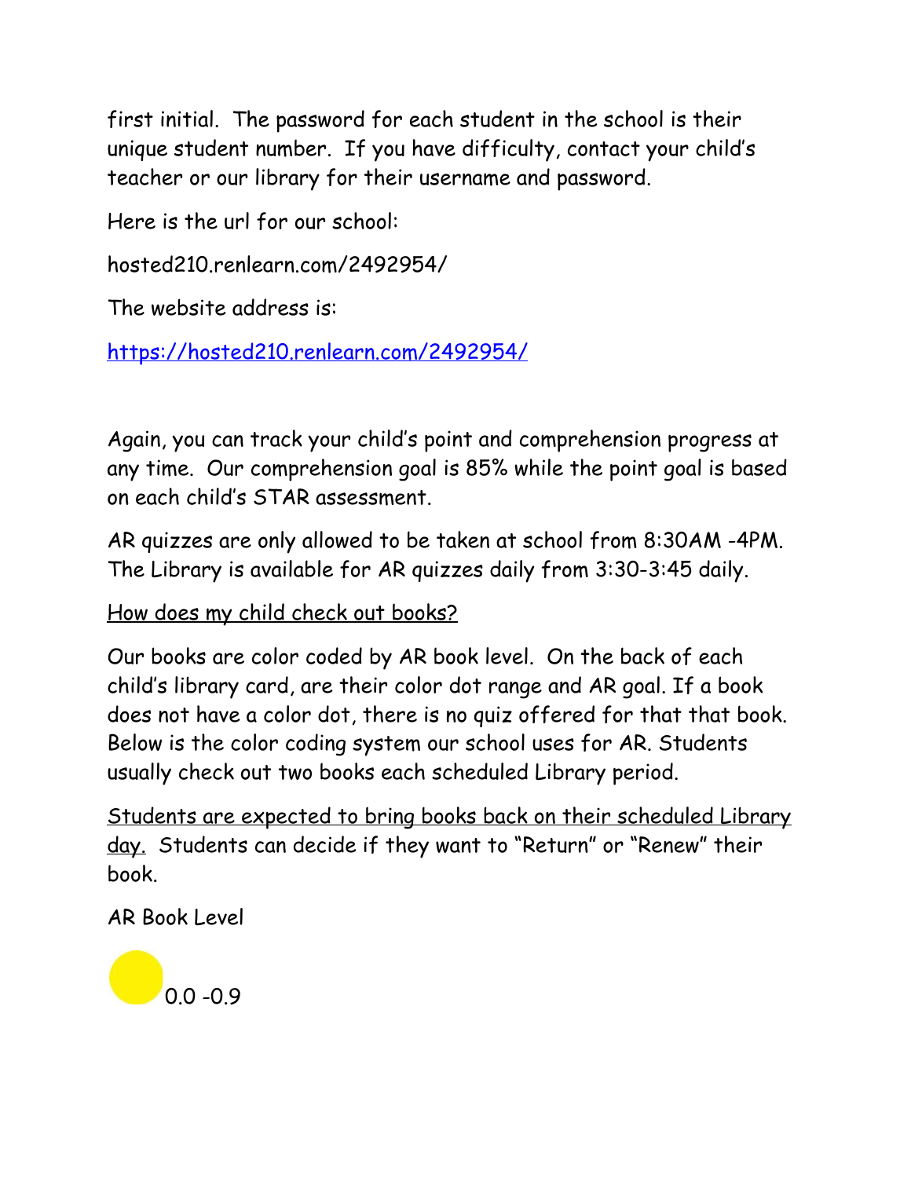first initial. The password for each student in the school is their unique student number. If you have difficulty, contact your child's teacher or our library for their username and password.

Here is the url for our school:

hosted210.renlearn.com/2492954/

The website address is:

[https://hosted210.renlearn.com/2492954/](https://hosted210.renlearn.com/2492954/)

Again, you can track your child's point and comprehension progress at any time. Our comprehension goal is 85% while the point goal is based on each child's STAR assessment.

AR quizzes are only allowed to be taken at school from 8:30AM -4PM. The Library is available for AR quizzes daily from 3:30-3:45 daily.

<u>How does my child check out books?</u>

Our books are color coded by AR book level. On the back of each child's library card, are their color dot range and AR goal. If a book does not have a color dot, there is no quiz offered for that that book. Below is the color coding system our school uses for AR. Students usually check out two books each scheduled Library period.

<u>Students are expected to bring books back on their scheduled Library day.</u> Students can decide if they want to "Return" or "Renew" their book.

AR Book Level

0.0 -0.9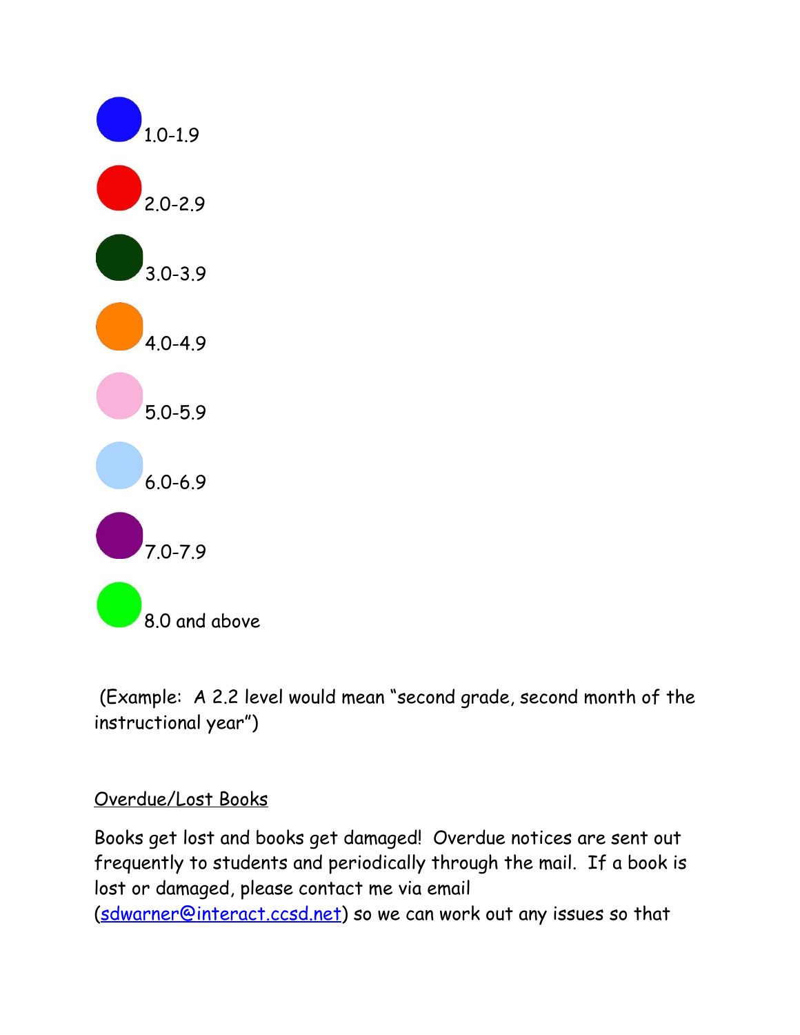1.0-1.9

2.0-2.9

3.0-3.9

4.0-4.9

5.0-5.9

6.0-6.9

7.0-7.9

8.0 and above

(Example: A 2.2 level would mean "second grade, second month of the instructional year")

Overdue/Lost Books

Books get lost and books get damaged! Overdue notices are sent out frequently to students and periodically through the mail. If a book is lost or damaged, please contact me via email (sdwarner@interact.ccsd.net) so we can work out any issues so that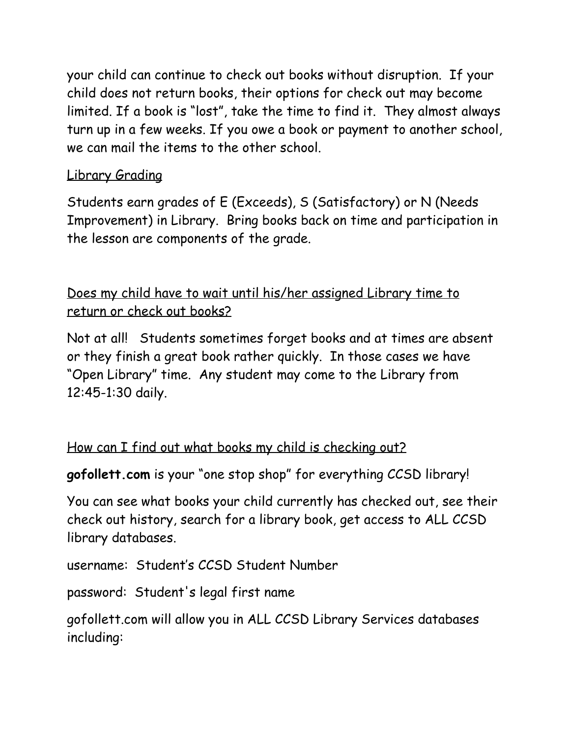your child can continue to check out books without disruption.  If your child does not return books, their options for check out may become limited. If a book is "lost", take the time to find it.  They almost always turn up in a few weeks. If you owe a book or payment to another school, we can mail the items to the other school.

<u>Library Grading</u>

Students earn grades of E (Exceeds), S (Satisfactory) or N (Needs Improvement) in Library.  Bring books back on time and participation in the lesson are components of the grade.

<u>Does my child have to wait until his/her assigned Library time to return or check out books?</u>

Not at all!   Students sometimes forget books and at times are absent or they finish a great book rather quickly.  In those cases we have "Open Library" time.  Any student may come to the Library from 12:45-1:30 daily.

<u>How can I find out what books my child is checking out?</u>

**gofollett.com** is your "one stop shop" for everything CCSD library!

You can see what books your child currently has checked out, see their check out history, search for a library book, get access to ALL CCSD library databases.

username:  Student's CCSD Student Number

password:  Student's legal first name

gofollett.com will allow you in ALL CCSD Library Services databases including: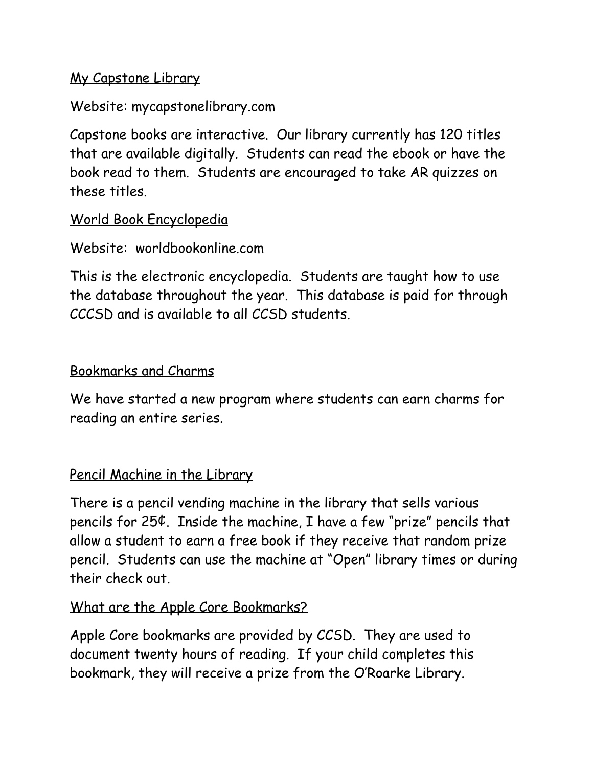<u>My Capstone Library</u>

Website: mycapstonelibrary.com

Capstone books are interactive. Our library currently has 120 titles that are available digitally. Students can read the ebook or have the book read to them. Students are encouraged to take AR quizzes on these titles.

<u>World Book Encyclopedia</u>

Website: worldbookonline.com

This is the electronic encyclopedia. Students are taught how to use the database throughout the year. This database is paid for through CCCSD and is available to all CCSD students.

<u>Bookmarks and Charms</u>

We have started a new program where students can earn charms for reading an entire series.

<u>Pencil Machine in the Library</u>

There is a pencil vending machine in the library that sells various pencils for 25¢. Inside the machine, I have a few "prize" pencils that allow a student to earn a free book if they receive that random prize pencil. Students can use the machine at "Open" library times or during their check out.

<u>What are the Apple Core Bookmarks?</u>

Apple Core bookmarks are provided by CCSD. They are used to document twenty hours of reading. If your child completes this bookmark, they will receive a prize from the O'Roarke Library.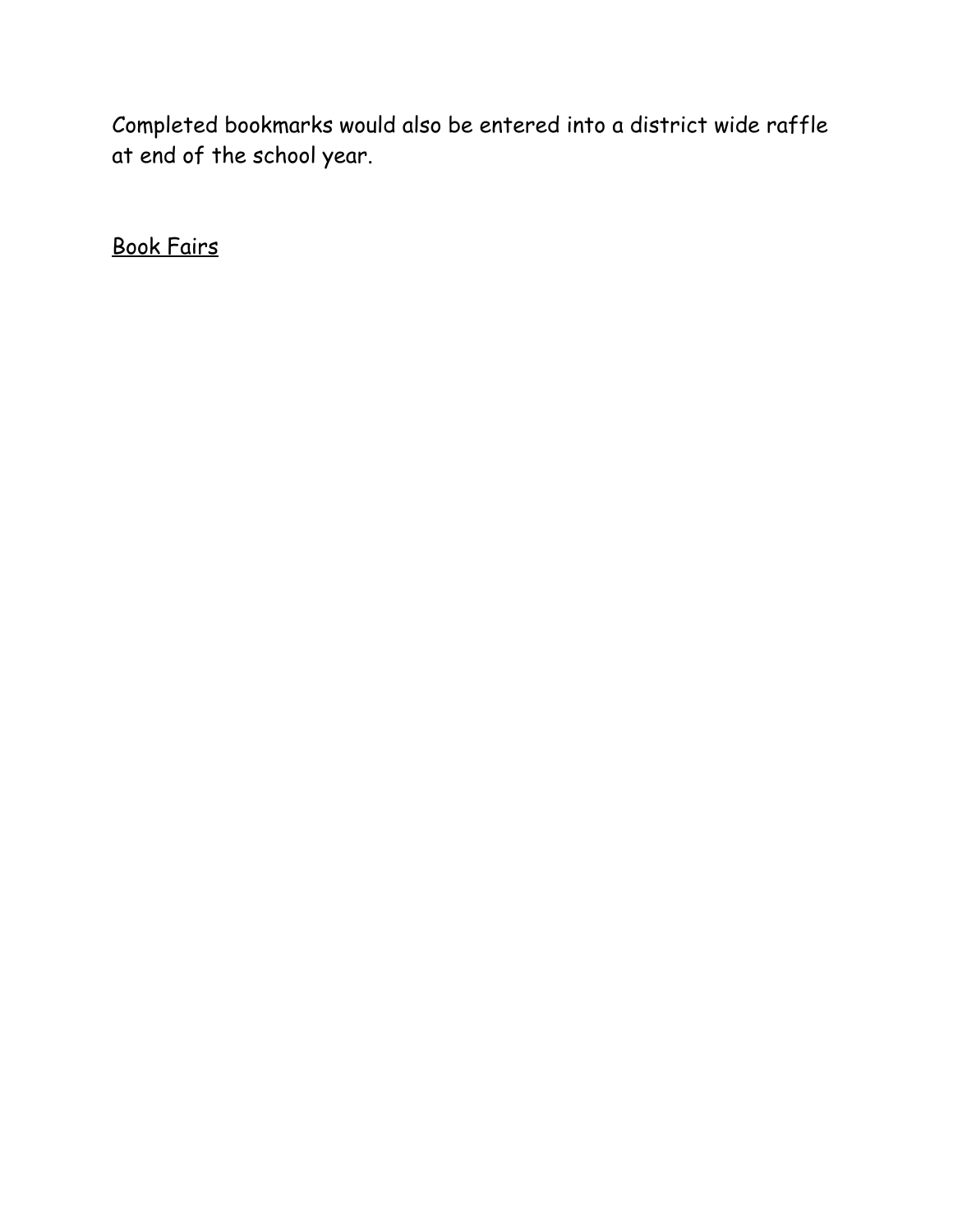Completed bookmarks would also be entered into a district wide raffle at end of the school year.

<u>Book Fairs</u>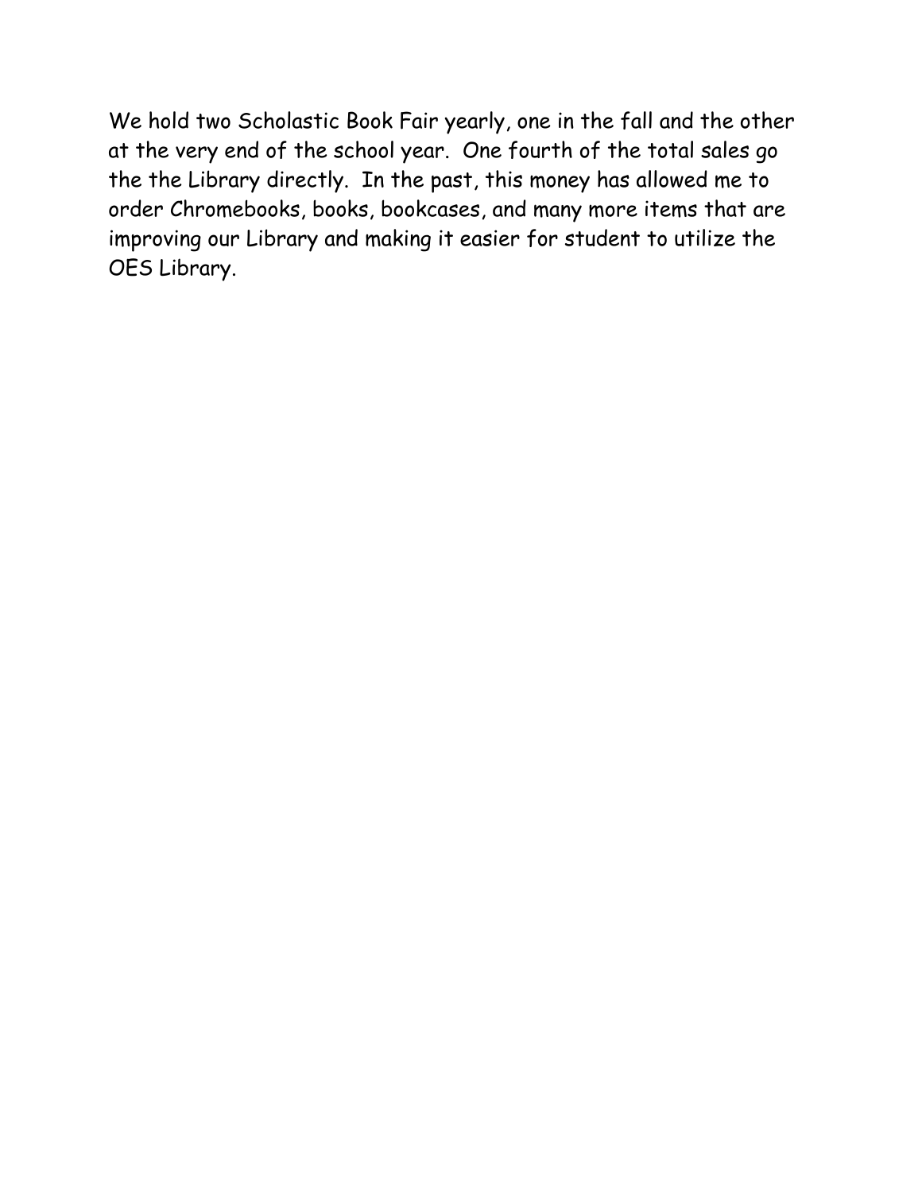We hold two Scholastic Book Fair yearly, one in the fall and the other at the very end of the school year. One fourth of the total sales go the the Library directly. In the past, this money has allowed me to order Chromebooks, books, bookcases, and many more items that are improving our Library and making it easier for student to utilize the OES Library.